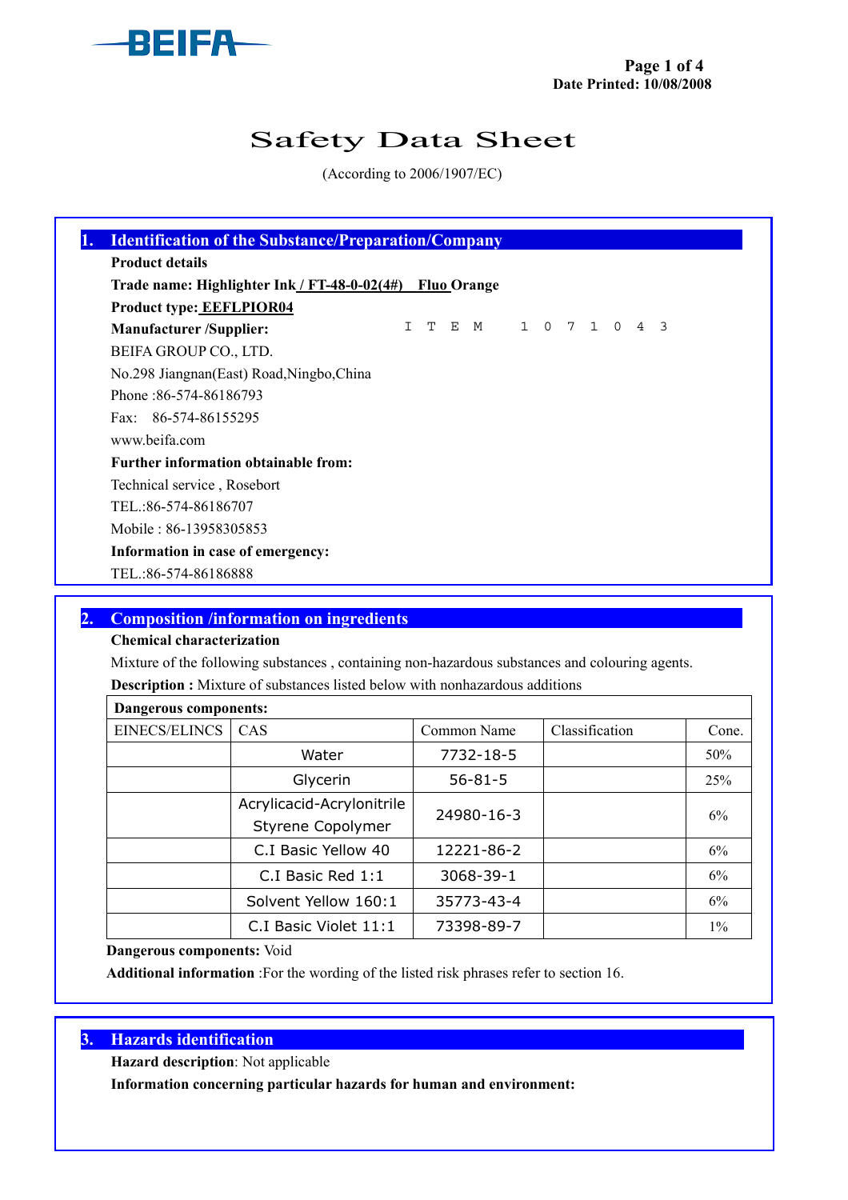# Safety Data Sheet

(According to 2006/1907/EC)

## 1. Identification of the Substance/Preparation/Company

**Product details**

**Trade name: Highlighter Ink / FT-48-0-02(4#) Fluo Orange**

**Product type: EEFLPIOR04**

**Manufacturer /Supplier:** ITEM 1071043

BEIFA GROUP CO., LTD.

No.298 Jiangnan(East) Road,Ningbo,China

Phone :86-574-86186793

Fax: 86-574-86155295

www.beifa.com

**Further information obtainable from:**

Technical service , Rosebort

TEL.:86-574-86186707

Mobile : 86-13958305853

**Information in case of emergency:**

TEL.:86-574-86186888

## 2. Composition /information on ingredients

**Chemical characterization**

Mixture of the following substances , containing non-hazardous substances and colouring agents.

**Description :** Mixture of substances listed below with nonhazardous additions

| **Dangerous components:** | | | | |
|---|---|---|---|---|
| EINECS/ELINCS | CAS | Common Name | Classification | Conc. |
| | Water | 7732-18-5 | | 50% |
| | Glycerin | 56-81-5 | | 25% |
| | Acrylicacid-Acrylonitrile Styrene Copolymer | 24980-16-3 | | 6% |
| | C.I Basic Yellow 40 | 12221-86-2 | | 6% |
| | C.I Basic Red 1:1 | 3068-39-1 | | 6% |
| | Solvent Yellow 160:1 | 35773-43-4 | | 6% |
| | C.I Basic Violet 11:1 | 73398-89-7 | | 1% |

**Dangerous components:** Void

**Additional information** :For the wording of the listed risk phrases refer to section 16.

## 3. Hazards identification

**Hazard description**: Not applicable

**Information concerning particular hazards for human and environment:**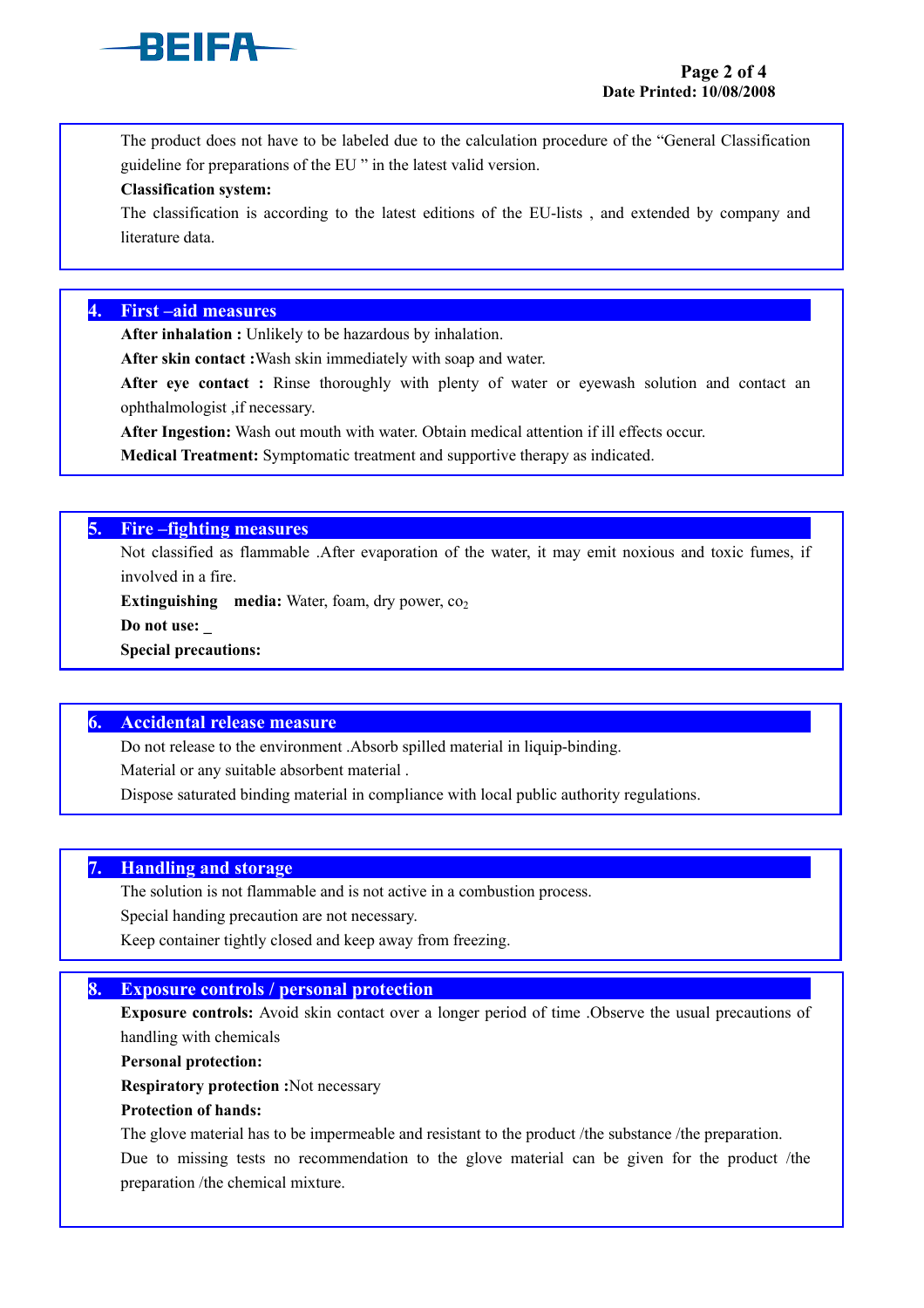The product does not have to be labeled due to the calculation procedure of the "General Classification guideline for preparations of the EU " in the latest valid version.

**Classification system:**

The classification is according to the latest editions of the EU-lists , and extended by company and literature data.

## 4. First –aid measures

**After inhalation :** Unlikely to be hazardous by inhalation.

**After skin contact :**Wash skin immediately with soap and water.

**After eye contact :** Rinse thoroughly with plenty of water or eyewash solution and contact an ophthalmologist ,if necessary.

**After Ingestion:** Wash out mouth with water. Obtain medical attention if ill effects occur.

**Medical Treatment:** Symptomatic treatment and supportive therapy as indicated.

## 5. Fire –fighting measures

Not classified as flammable .After evaporation of the water, it may emit noxious and toxic fumes, if involved in a fire.

**Extinguishing media:** Water, foam, dry power, $co_2$

**Do not use:** _

**Special precautions:**

## 6. Accidental release measure

Do not release to the environment .Absorb spilled material in liquip-binding.

Material or any suitable absorbent material .

Dispose saturated binding material in compliance with local public authority regulations.

## 7. Handling and storage

The solution is not flammable and is not active in a combustion process.

Special handing precaution are not necessary.

Keep container tightly closed and keep away from freezing.

## 8. Exposure controls / personal protection

**Exposure controls:** Avoid skin contact over a longer period of time .Observe the usual precautions of handling with chemicals

**Personal protection:**

**Respiratory protection :**Not necessary

**Protection of hands:**

The glove material has to be impermeable and resistant to the product /the substance /the preparation.

Due to missing tests no recommendation to the glove material can be given for the product /the preparation /the chemical mixture.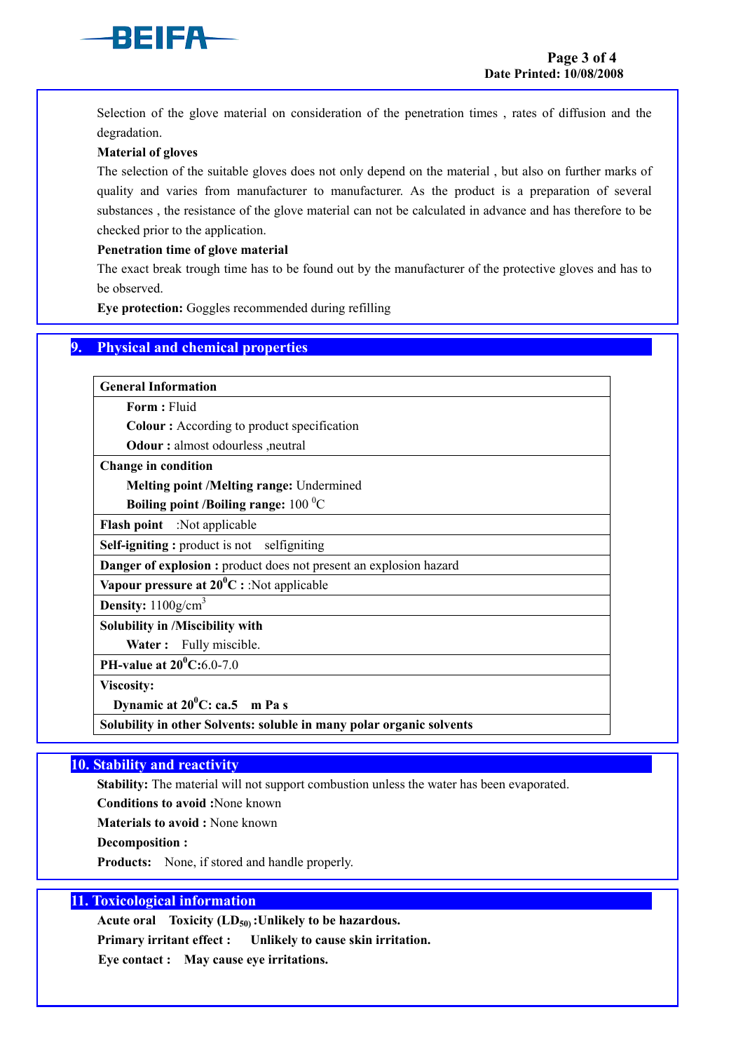Selection of the glove material on consideration of the penetration times , rates of diffusion and the degradation.

**Material of gloves**

The selection of the suitable gloves does not only depend on the material , but also on further marks of quality and varies from manufacturer to manufacturer. As the product is a preparation of several substances , the resistance of the glove material can not be calculated in advance and has therefore to be checked prior to the application.

**Penetration time of glove material**

The exact break trough time has to be found out by the manufacturer of the protective gloves and has to be observed.

**Eye protection:** Goggles recommended during refilling

## 9. Physical and chemical properties

| **General Information** |
|---|
| **Form :** Fluid |
| **Colour :** According to product specification |
| **Odour :** almost odourless ,neutral |
| **Change in condition** |
| **Melting point /Melting range:** Undermined |
| **Boiling point /Boiling range:** 100 $^0$C |
| **Flash point** :Not applicable |
| **Self-igniting :** product is not selfigniting |
| **Danger of explosion :** product does not present an explosion hazard |
| **Vapour pressure at 20$^0$C :** :Not applicable |
| **Density:** 1100g/cm$^3$ |
| **Solubility in /Miscibility with** |
| **Water :** Fully miscible. |
| **PH-value at 20$^0$C:**6.0-7.0 |
| **Viscosity:** |
| **Dynamic at 20$^0$C: ca.5 m Pa s** |
| **Solubility in other Solvents: soluble in many polar organic solvents** |

## 10. Stability and reactivity

**Stability:** The material will not support combustion unless the water has been evaporated.

**Conditions to avoid :**None known

**Materials to avoid :** None known

**Decomposition :**

**Products:** None, if stored and handle properly.

## 11. Toxicological information

**Acute oral Toxicity ($LD_{50}$) :Unlikely to be hazardous.**

**Primary irritant effect : Unlikely to cause skin irritation.**

**Eye contact : May cause eye irritations.**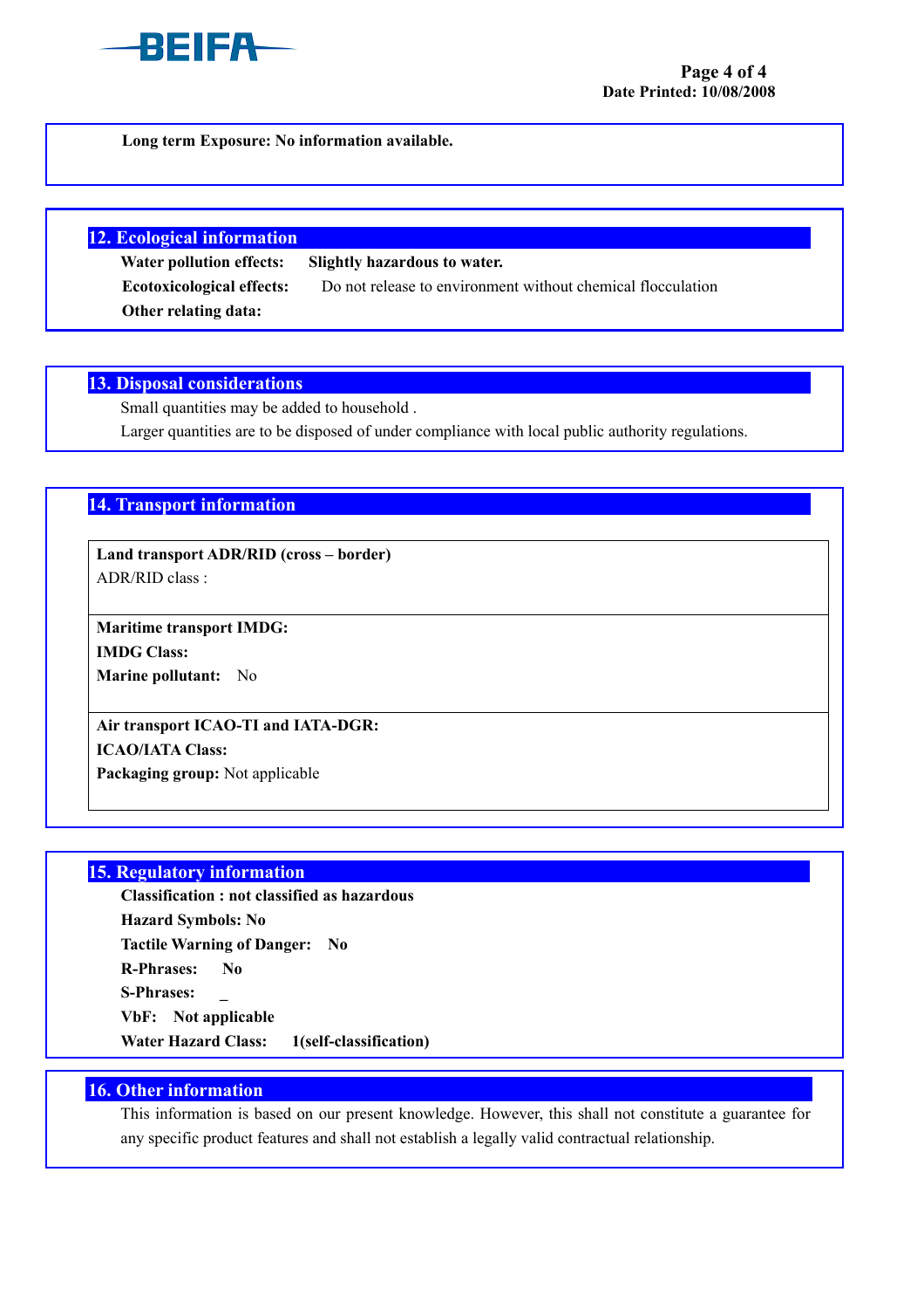**Long term Exposure: No information available.**

## 12. Ecological information

**Water pollution effects:** **Slightly hazardous to water.**

**Ecotoxicological effects:** Do not release to environment without chemical flocculation

**Other relating data:**

## 13. Disposal considerations

Small quantities may be added to household .

Larger quantities are to be disposed of under compliance with local public authority regulations.

## 14. Transport information

**Land transport ADR/RID (cross – border)**

ADR/RID class :

**Maritime transport IMDG:**

**IMDG Class:**

**Marine pollutant:** No

**Air transport ICAO-TI and IATA-DGR:**

**ICAO/IATA Class:**

**Packaging group:** Not applicable

## 15. Regulatory information

**Classification : not classified as hazardous**

**Hazard Symbols: No**

**Tactile Warning of Danger: No**

**R-Phrases: No**

**S-Phrases: _**

**VbF: Not applicable**

**Water Hazard Class: 1(self-classification)**

## 16. Other information

This information is based on our present knowledge. However, this shall not constitute a guarantee for any specific product features and shall not establish a legally valid contractual relationship.